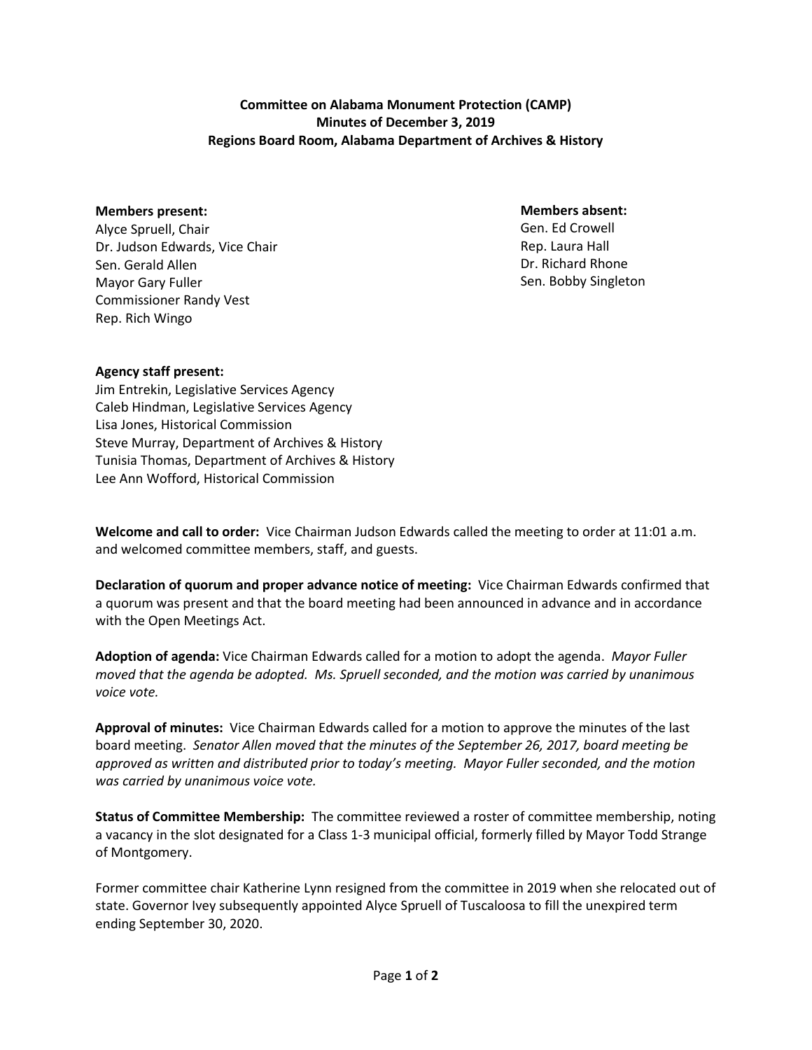**Committee on Alabama Monument Protection (CAMP)**
**Minutes of December 3, 2019**
**Regions Board Room, Alabama Department of Archives & History**

**Members present:**
Alyce Spruell, Chair
Dr. Judson Edwards, Vice Chair
Sen. Gerald Allen
Mayor Gary Fuller
Commissioner Randy Vest
Rep. Rich Wingo

**Members absent:**
Gen. Ed Crowell
Rep. Laura Hall
Dr. Richard Rhone
Sen. Bobby Singleton

**Agency staff present:**
Jim Entrekin, Legislative Services Agency
Caleb Hindman, Legislative Services Agency
Lisa Jones, Historical Commission
Steve Murray, Department of Archives & History
Tunisia Thomas, Department of Archives & History
Lee Ann Wofford, Historical Commission

**Welcome and call to order:** Vice Chairman Judson Edwards called the meeting to order at 11:01 a.m. and welcomed committee members, staff, and guests.

**Declaration of quorum and proper advance notice of meeting:** Vice Chairman Edwards confirmed that a quorum was present and that the board meeting had been announced in advance and in accordance with the Open Meetings Act.

**Adoption of agenda:** Vice Chairman Edwards called for a motion to adopt the agenda. *Mayor Fuller moved that the agenda be adopted. Ms. Spruell seconded, and the motion was carried by unanimous voice vote.*

**Approval of minutes:** Vice Chairman Edwards called for a motion to approve the minutes of the last board meeting. *Senator Allen moved that the minutes of the September 26, 2017, board meeting be approved as written and distributed prior to today's meeting. Mayor Fuller seconded, and the motion was carried by unanimous voice vote.*

**Status of Committee Membership:** The committee reviewed a roster of committee membership, noting a vacancy in the slot designated for a Class 1-3 municipal official, formerly filled by Mayor Todd Strange of Montgomery.

Former committee chair Katherine Lynn resigned from the committee in 2019 when she relocated out of state. Governor Ivey subsequently appointed Alyce Spruell of Tuscaloosa to fill the unexpired term ending September 30, 2020.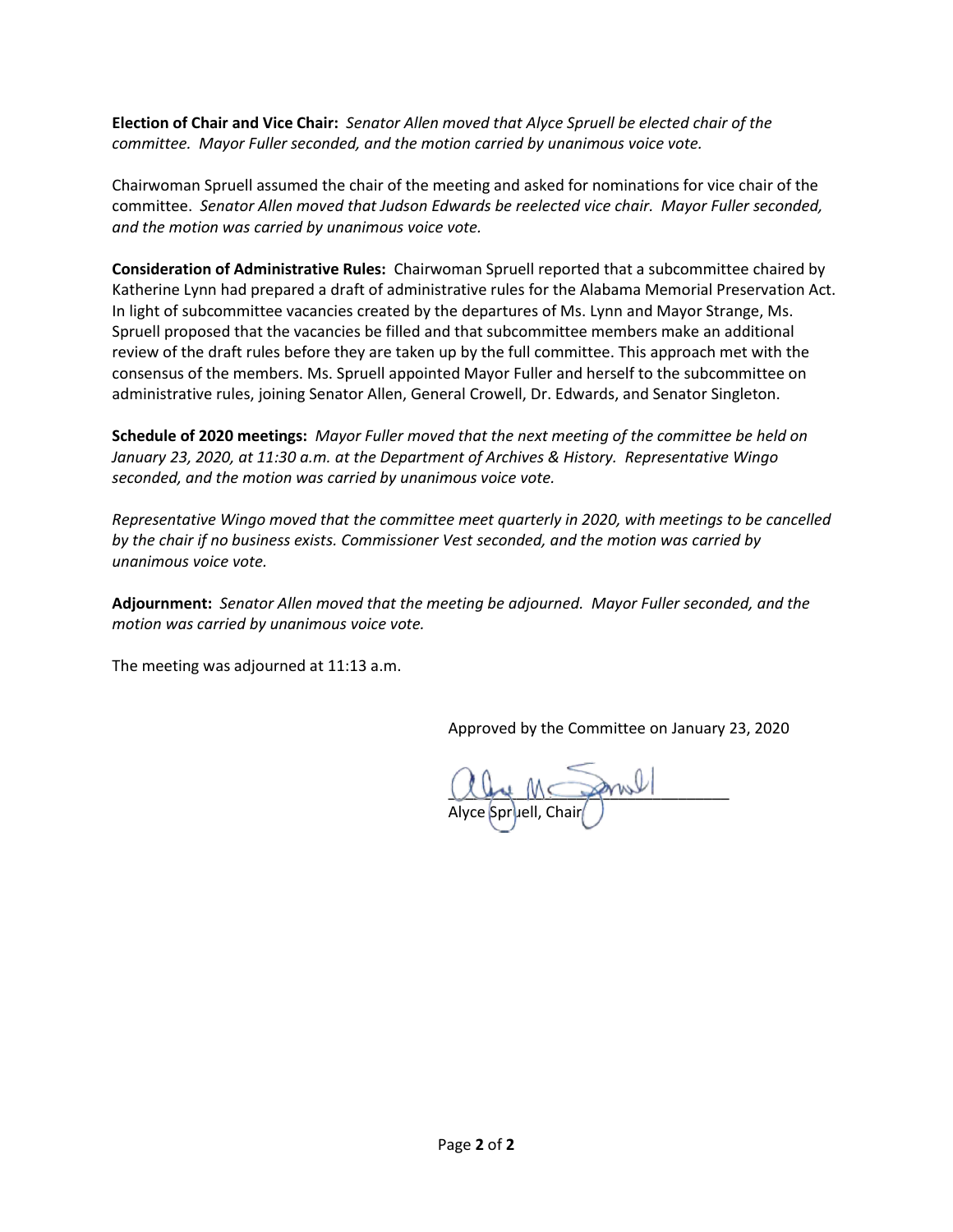**Election of Chair and Vice Chair:** *Senator Allen moved that Alyce Spruell be elected chair of the committee. Mayor Fuller seconded, and the motion carried by unanimous voice vote.*

Chairwoman Spruell assumed the chair of the meeting and asked for nominations for vice chair of the committee. *Senator Allen moved that Judson Edwards be reelected vice chair. Mayor Fuller seconded, and the motion was carried by unanimous voice vote.*

**Consideration of Administrative Rules:** Chairwoman Spruell reported that a subcommittee chaired by Katherine Lynn had prepared a draft of administrative rules for the Alabama Memorial Preservation Act. In light of subcommittee vacancies created by the departures of Ms. Lynn and Mayor Strange, Ms. Spruell proposed that the vacancies be filled and that subcommittee members make an additional review of the draft rules before they are taken up by the full committee. This approach met with the consensus of the members. Ms. Spruell appointed Mayor Fuller and herself to the subcommittee on administrative rules, joining Senator Allen, General Crowell, Dr. Edwards, and Senator Singleton.

**Schedule of 2020 meetings:** *Mayor Fuller moved that the next meeting of the committee be held on January 23, 2020, at 11:30 a.m. at the Department of Archives & History. Representative Wingo seconded, and the motion was carried by unanimous voice vote.*

*Representative Wingo moved that the committee meet quarterly in 2020, with meetings to be cancelled by the chair if no business exists. Commissioner Vest seconded, and the motion was carried by unanimous voice vote.*

**Adjournment:** *Senator Allen moved that the meeting be adjourned. Mayor Fuller seconded, and the motion was carried by unanimous voice vote.*

The meeting was adjourned at 11:13 a.m.

Approved by the Committee on January 23, 2020

Alyce Spruell, Chair